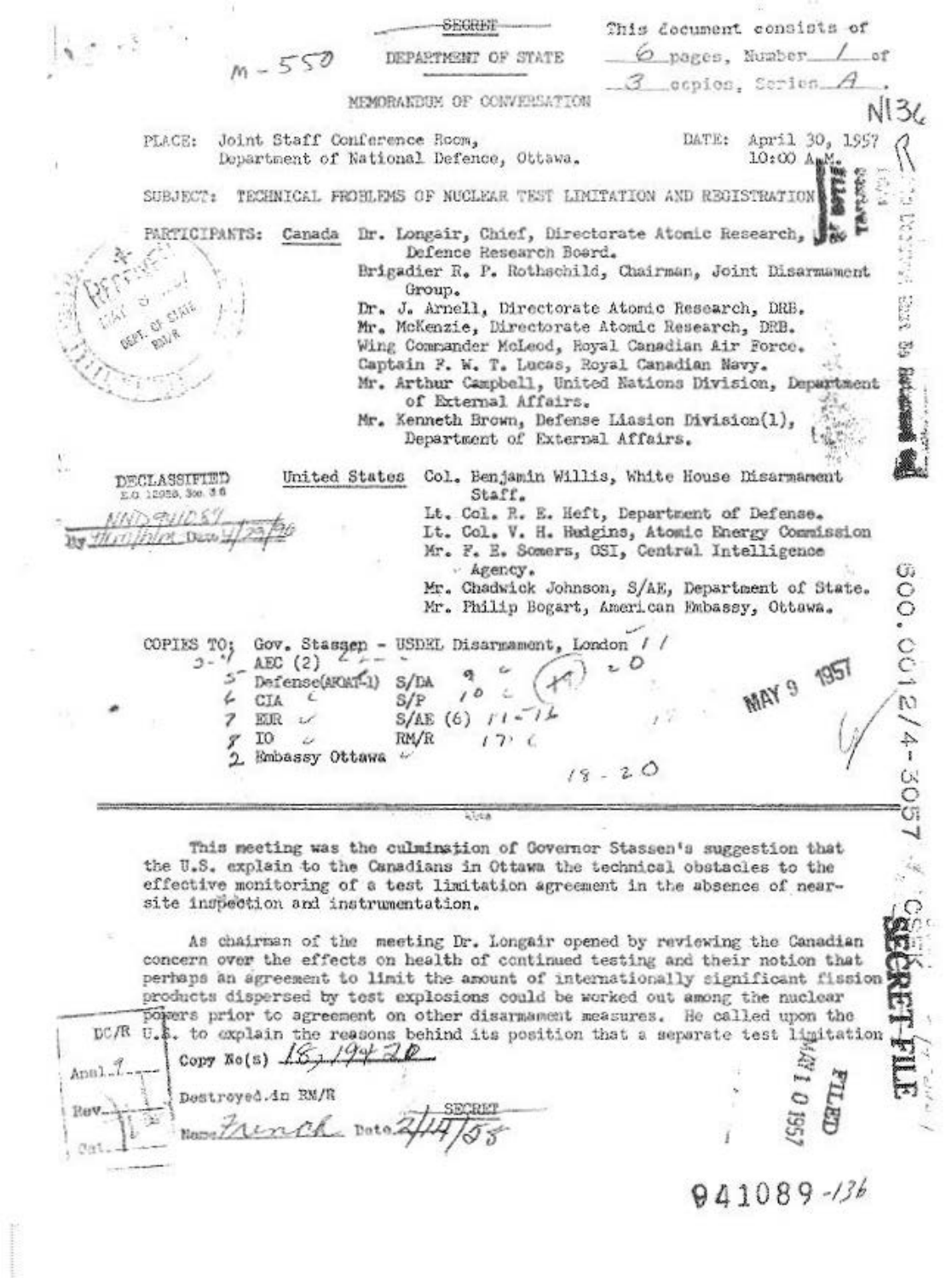SECRET

DEPARTMENT OF STATE

M-550

This document consists of 6 pages, Number 1 of 3 copies, Series A.

MEMORANDUM OF CONVERSATION

PLACE: Joint Staff Conference Room, Department of National Defence, Ottawa.

DATE: April 30, 1957 10:00 A.M.

SUBJECT: TECHNICAL PROBLEMS OF NUCLEAR TEST LIMITATION AND REGISTRATION

PARTICIPANTS:

Canada

- Dr. Longair, Chief, Directorate Atomic Research, Defence Research Board.
- Brigadier R. P. Rothschild, Chairman, Joint Disarmament Group.
- Dr. J. Arnell, Directorate Atomic Research, DRB.
- Mr. McKenzie, Directorate Atomic Research, DRB.
- Wing Commander McLeod, Royal Canadian Air Force.
- Captain F. W. T. Lucas, Royal Canadian Navy.
- Mr. Arthur Campbell, United Nations Division, Department of External Affairs.
- Mr. Kenneth Brown, Defense Liasion Division(1), Department of External Affairs.

United States

- Col. Benjamin Willis, White House Disarmament Staff.
- Lt. Col. R. E. Heft, Department of Defense.
- Lt. Col. V. H. Hudgins, Atomic Energy Commission
- Mr. F. E. Somers, OSI, Central Intelligence Agency.
- Mr. Chadwick Johnson, S/AE, Department of State.
- Mr. Philip Bogart, American Embassy, Ottawa.

DECLASSIFIED E.O. 12958, Sec. 3.6 NND 941089

COPIES TO: Gov. Stassen - USDEL Disarmament, London
AEC (2)
Defense(AKOAT-1)
CIA
EUR
IO
Embassy Ottawa
S/DA
S/P
S/AE (6)
RM/R

MAY 9 1957

600.0012/4-3057

---

This meeting was the culmination of Governor Stassen's suggestion that the U.S. explain to the Canadians in Ottawa the technical obstacles to the effective monitoring of a test limitation agreement in the absence of near-site inspection and instrumentation.

As chairman of the meeting Dr. Longair opened by reviewing the Canadian concern over the effects on health of continued testing and their notion that perhaps an agreement to limit the amount of internationally significant fission products dispersed by test explosions could be worked out among the nuclear powers prior to agreement on other disarmament measures. He called upon the U.S. to explain the reasons behind its position that a separate test limitation

Copy No(s) 18, 19-20
Destroyed in RM/R
Name French Date 2/14/58

SECRET

SECRET FILE

FILED MAY 10 1957

941089-136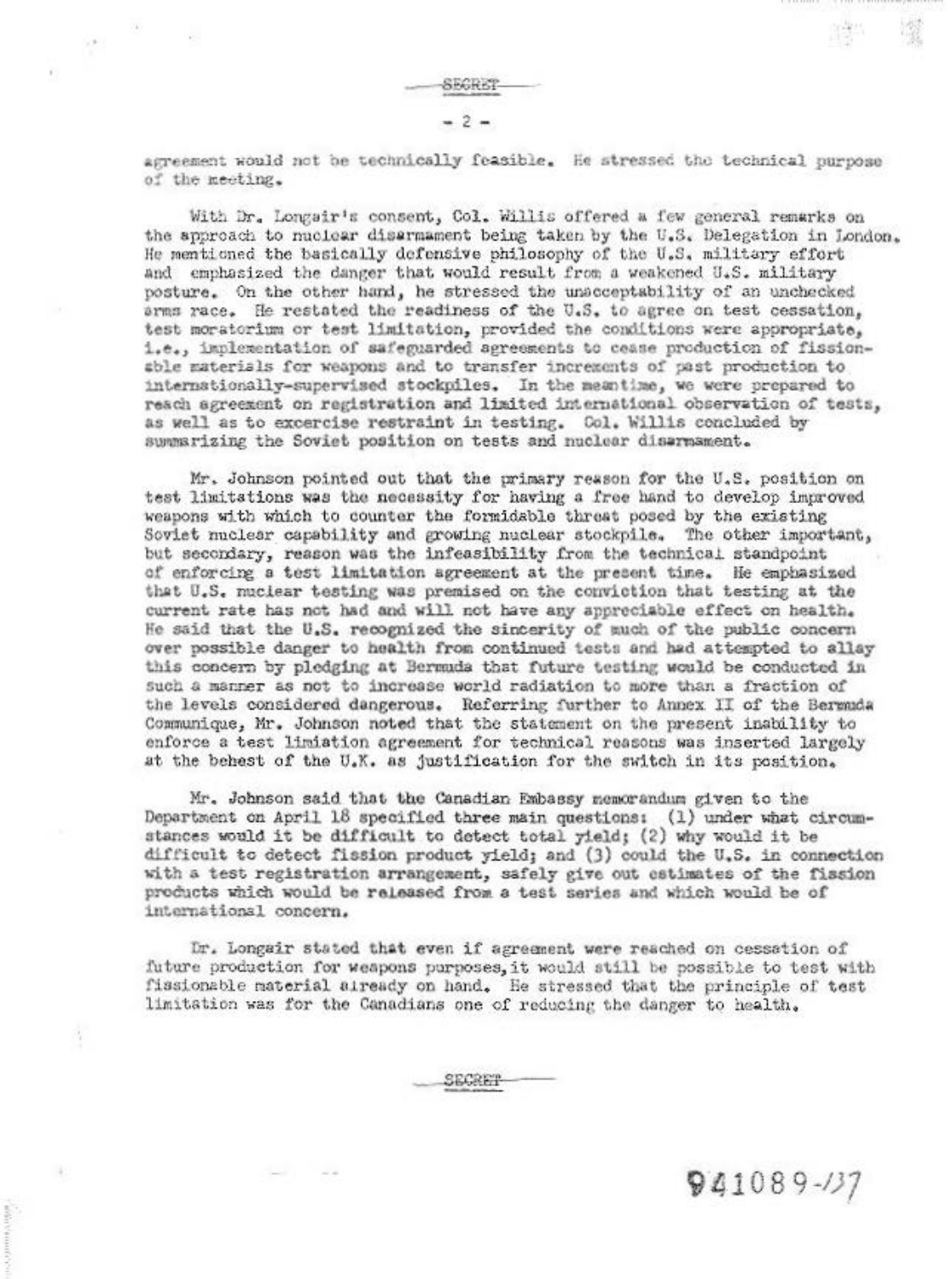SECRET

agreement would not be technically feasible. He stressed the technical purpose of the meeting.

With Dr. Longair's consent, Col. Willis offered a few general remarks on the approach to nuclear disarmament being taken by the U.S. Delegation in London. He mentioned the basically defensive philosophy of the U.S. military effort and emphasized the danger that would result from a weakened U.S. military posture. On the other hand, he stressed the unacceptability of an unchecked arms race. He restated the readiness of the U.S. to agree on test cessation, test moratorium or test limitation, provided the conditions were appropriate, i.e., implementation of safeguarded agreements to cease production of fissionable materials for weapons and to transfer increments of past production to internationally-supervised stockpiles. In the meantime, we were prepared to reach agreement on registration and limited international observation of tests, as well as to excercise restraint in testing. Col. Willis concluded by summarizing the Soviet position on tests and nuclear disarmament.

Mr. Johnson pointed out that the primary reason for the U.S. position on test limitations was the necessity for having a free hand to develop improved weapons with which to counter the formidable threat posed by the existing Soviet nuclear capability and growing nuclear stockpile. The other important, but secondary, reason was the infeasibility from the technical standpoint of enforcing a test limitation agreement at the present time. He emphasized that U.S. nuclear testing was premised on the conviction that testing at the current rate has not had and will not have any appreciable effect on health. He said that the U.S. recognized the sincerity of much of the public concern over possible danger to health from continued tests and had attempted to allay this concern by pledging at Bermuda that future testing would be conducted in such a manner as not to increase world radiation to more than a fraction of the levels considered dangerous. Referring further to Annex II of the Bermuda Communique, Mr. Johnson noted that the statement on the present inability to enforce a test limiation agreement for technical reasons was inserted largely at the behest of the U.K. as justification for the switch in its position.

Mr. Johnson said that the Canadian Embassy memorandum given to the Department on April 18 specified three main questions: (1) under what circumstances would it be difficult to detect total yield; (2) why would it be difficult to detect fission product yield; and (3) could the U.S. in connection with a test registration arrangement, safely give out estimates of the fission products which would be released from a test series and which would be of international concern.

Dr. Longair stated that even if agreement were reached on cessation of future production for weapons purposes, it would still be possible to test with fissionable material already on hand. He stressed that the principle of test limitation was for the Canadians one of reducing the danger to health.

SECRET

941089-137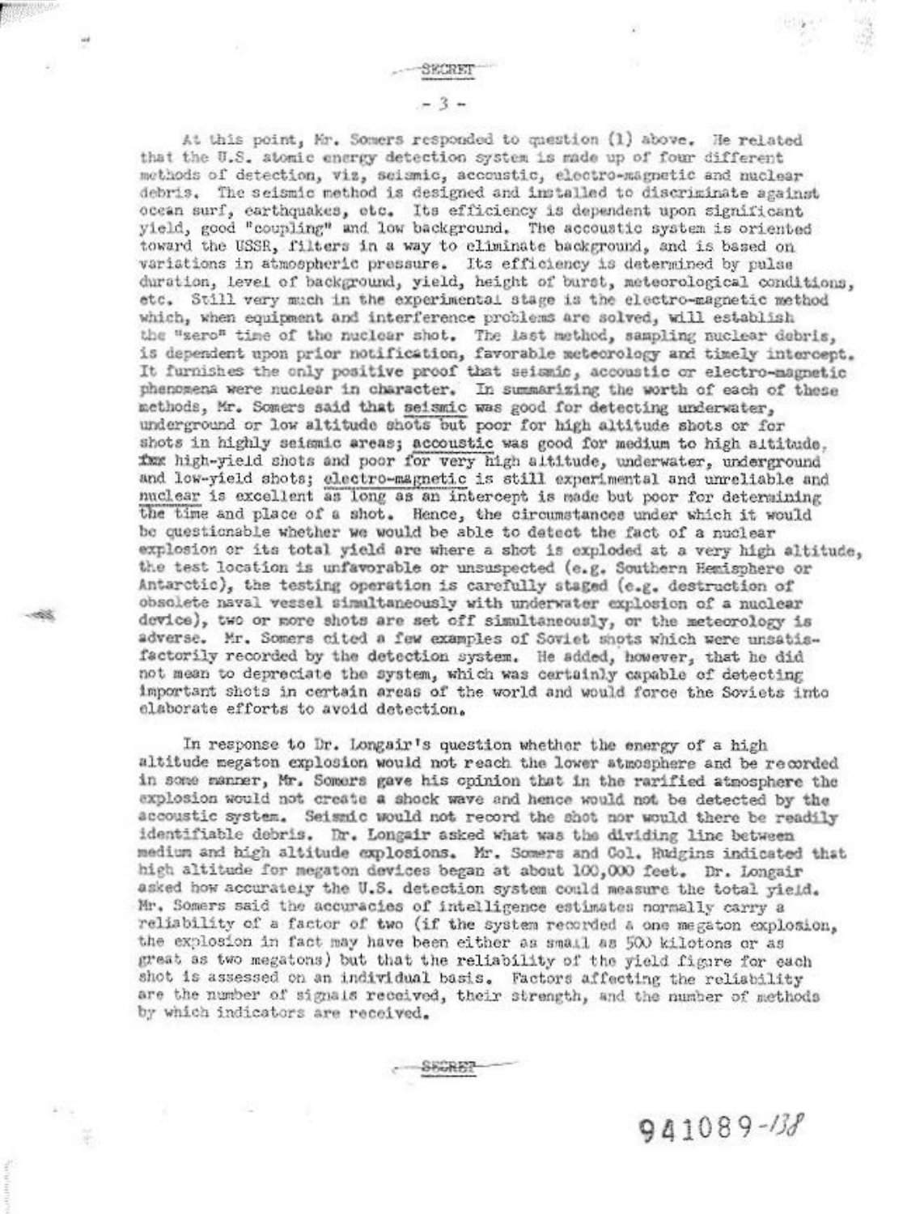SECRET

At this point, Mr. Somers responded to question (1) above. He related that the U.S. atomic energy detection system is made up of four different methods of detection, viz, seismic, accoustic, electro-magnetic and nuclear debris. The seismic method is designed and installed to discriminate against ocean surf, earthquakes, etc. Its efficiency is dependent upon significant yield, good "coupling" and low background. The accoustic system is oriented toward the USSR, filters in a way to eliminate background, and is based on variations in atmospheric pressure. Its efficiency is determined by pulse duration, level of background, yield, height of burst, meteorological conditions, etc. Still very much in the experimental stage is the electro-magnetic method which, when equipment and interference problems are solved, will establish the "zero" time of the nuclear shot. The last method, sampling nuclear debris, is dependent upon prior notification, favorable meteorology and timely intercept. It furnishes the only positive proof that seismic, accoustic or electro-magnetic phenomena were nuclear in character. In summarizing the worth of each of these methods, Mr. Somers said that <u>seismic</u> was good for detecting underwater, underground or low altitude shots but poor for high altitude shots or for shots in highly seismic areas; <u>accoustic</u> was good for medium to high altitude, ~~fxx~~ high-yield shots and poor for very high altitude, underwater, underground and low-yield shots; <u>electro-magnetic</u> is still experimental and unreliable and <u>nuclear</u> is excellent as long as an intercept is made but poor for determining the time and place of a shot. Hence, the circumstances under which it would be questionable whether we would be able to detect the fact of a nuclear explosion or its total yield are where a shot is exploded at a very high altitude, the test location is unfavorable or unsuspected (e.g. Southern Hemisphere or Antarctic), the testing operation is carefully staged (e.g. destruction of obsolete naval vessel simultaneously with underwater explosion of a nuclear device), two or more shots are set off simultaneously, or the meteorology is adverse. Mr. Somers cited a few examples of Soviet shots which were unsatisfactorily recorded by the detection system. He added, however, that he did not mean to depreciate the system, which was certainly capable of detecting important shots in certain areas of the world and would force the Soviets into elaborate efforts to avoid detection.

In response to Dr. Longair's question whether the energy of a high altitude megaton explosion would not reach the lower atmosphere and be recorded in some manner, Mr. Somers gave his opinion that in the rarified atmosphere the explosion would not create a shock wave and hence would not be detected by the accoustic system. Seismic would not record the shot nor would there be readily identifiable debris. Dr. Longair asked what was the dividing line between medium and high altitude explosions. Mr. Somers and Col. Hudgins indicated that high altitude for megaton devices began at about 100,000 feet. Dr. Longair asked how accurately the U.S. detection system could measure the total yield. Mr. Somers said the accuracies of intelligence estimates normally carry a reliability of a factor of two (if the system recorded a one megaton explosion, the explosion in fact may have been either as small as 500 kilotons or as great as two megatons) but that the reliability of the yield figure for each shot is assessed on an individual basis. Factors affecting the reliability are the number of signals received, their strength, and the number of methods by which indicators are received.

SECRET

941089-138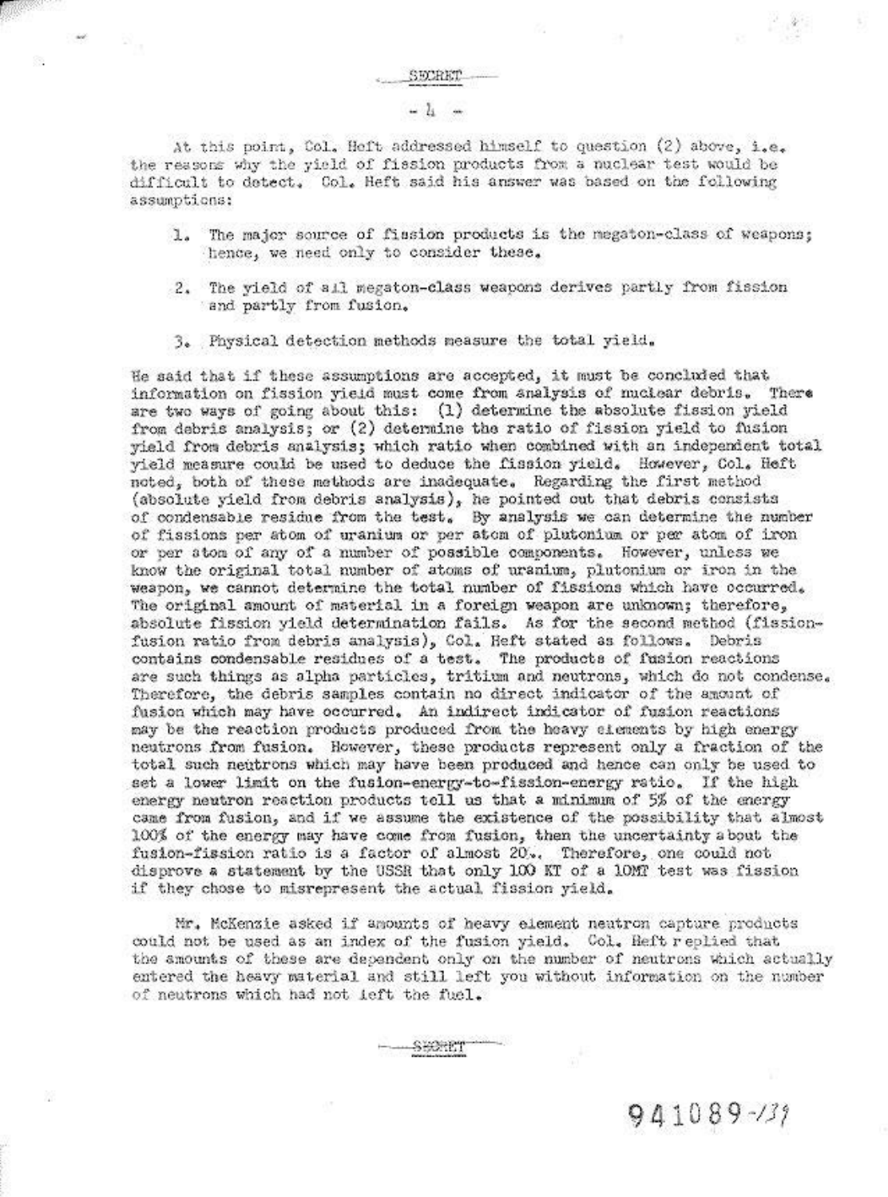At this point, Col. Heft addressed himself to question (2) above, i.e. the reasons why the yield of fission products from a nuclear test would be difficult to detect. Col. Heft said his answer was based on the following assumptions:

1. The major source of fission products is the megaton-class of weapons; hence, we need only to consider these.

2. The yield of all megaton-class weapons derives partly from fission and partly from fusion.

3. Physical detection methods measure the total yield.

He said that if these assumptions are accepted, it must be concluded that information on fission yield must come from analysis of nuclear debris. There are two ways of going about this: (1) determine the absolute fission yield from debris analysis; or (2) determine the ratio of fission yield to fusion yield from debris analysis; which ratio when combined with an independent total yield measure could be used to deduce the fission yield. However, Col. Heft noted, both of these methods are inadequate. Regarding the first method (absolute yield from debris analysis), he pointed out that debris consists of condensable residue from the test. By analysis we can determine the number of fissions per atom of uranium or per atom of plutonium or per atom of iron or per atom of any of a number of possible components. However, unless we know the original total number of atoms of uranium, plutonium or iron in the weapon, we cannot determine the total number of fissions which have occurred. The original amount of material in a foreign weapon are unknown; therefore, absolute fission yield determination fails. As for the second method (fission-fusion ratio from debris analysis), Col. Heft stated as follows. Debris contains condensable residues of a test. The products of fusion reactions are such things as alpha particles, tritium and neutrons, which do not condense. Therefore, the debris samples contain no direct indicator of the amount of fusion which may have occurred. An indirect indicator of fusion reactions may be the reaction products produced from the heavy elements by high energy neutrons from fusion. However, these products represent only a fraction of the total such neutrons which may have been produced and hence can only be used to set a lower limit on the fusion-energy-to-fission-energy ratio. If the high energy neutron reaction products tell us that a minimum of 5% of the energy came from fusion, and if we assume the existence of the possibility that almost 100% of the energy may have come from fusion, then the uncertainty about the fusion-fission ratio is a factor of almost 20. Therefore, one could not disprove a statement by the USSR that only 100 KT of a 10MT test was fission if they chose to misrepresent the actual fission yield.

Mr. McKenzie asked if amounts of heavy element neutron capture products could not be used as an index of the fusion yield. Col. Heft replied that the amounts of these are dependent only on the number of neutrons which actually entered the heavy material and still left you without information on the number of neutrons which had not left the fuel.

941089-131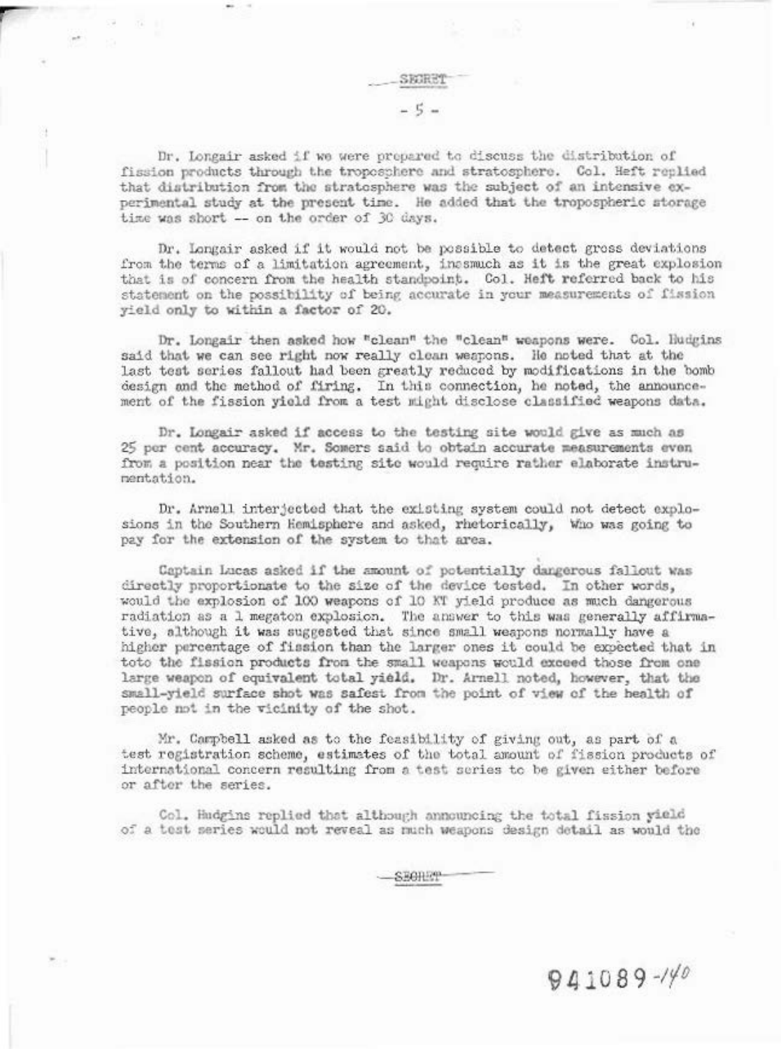SECRET

Dr. Longair asked if we were prepared to discuss the distribution of fission products through the troposphere and stratosphere. Col. Heft replied that distribution from the stratosphere was the subject of an intensive experimental study at the present time. He added that the tropospheric storage time was short -- on the order of 30 days.

Dr. Longair asked if it would not be possible to detect gross deviations from the terms of a limitation agreement, inasmuch as it is the great explosion that is of concern from the health standpoint. Col. Heft referred back to his statement on the possibility of being accurate in your measurements of fission yield only to within a factor of 20.

Dr. Longair then asked how "clean" the "clean" weapons were. Col. Hudgins said that we can see right now really clean weapons. He noted that at the last test series fallout had been greatly reduced by modifications in the bomb design and the method of firing. In this connection, he noted, the announcement of the fission yield from a test might disclose classified weapons data.

Dr. Longair asked if access to the testing site would give as much as 25 per cent accuracy. Mr. Somers said to obtain accurate measurements even from a position near the testing site would require rather elaborate instrumentation.

Dr. Arnell interjected that the existing system could not detect explosions in the Southern Hemisphere and asked, rhetorically, Who was going to pay for the extension of the system to that area.

Captain Lucas asked if the amount of potentially dangerous fallout was directly proportionate to the size of the device tested. In other words, would the explosion of 100 weapons of 10 KT yield produce as much dangerous radiation as a 1 megaton explosion. The answer to this was generally affirmative, although it was suggested that since small weapons normally have a higher percentage of fission than the larger ones it could be expected that in toto the fission products from the small weapons would exceed those from one large weapon of equivalent total yield. Dr. Arnell noted, however, that the small-yield surface shot was safest from the point of view of the health of people not in the vicinity of the shot.

Mr. Campbell asked as to the feasibility of giving out, as part of a test registration scheme, estimates of the total amount of fission products of international concern resulting from a test series to be given either before or after the series.

Col. Hudgins replied that although announcing the total fission yield of a test series would not reveal as much weapons design detail as would the

SECRET

941089-140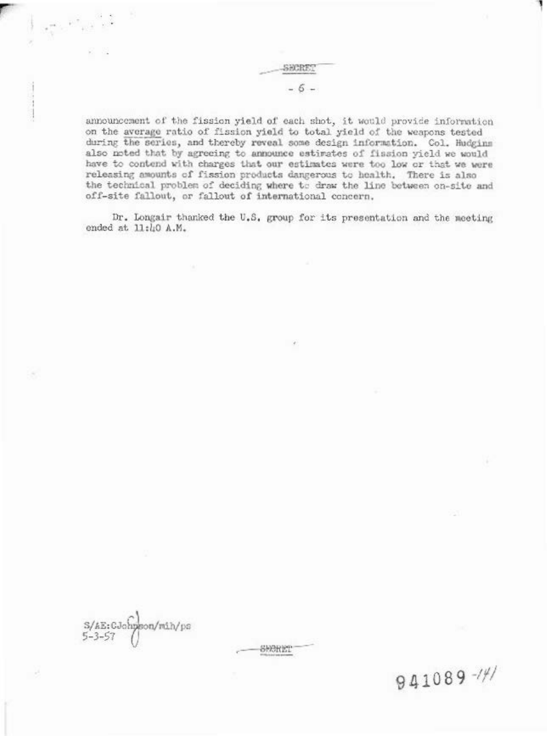SECRET

announcement of the fission yield of each shot, it would provide information on the average ratio of fission yield to total yield of the weapons tested during the series, and thereby reveal some design information. Col. Hudgins also noted that by agreeing to announce estimates of fission yield we would have to contend with charges that our estimates were too low or that we were releasing amounts of fission products dangerous to health. There is also the technical problem of deciding where to draw the line between on-site and off-site fallout, or fallout of international concern.

Dr. Longair thanked the U.S. group for its presentation and the meeting ended at 11:40 A.M.

S/AE:CJohnson/mih/ps
5-3-57

SECRET

941089-141